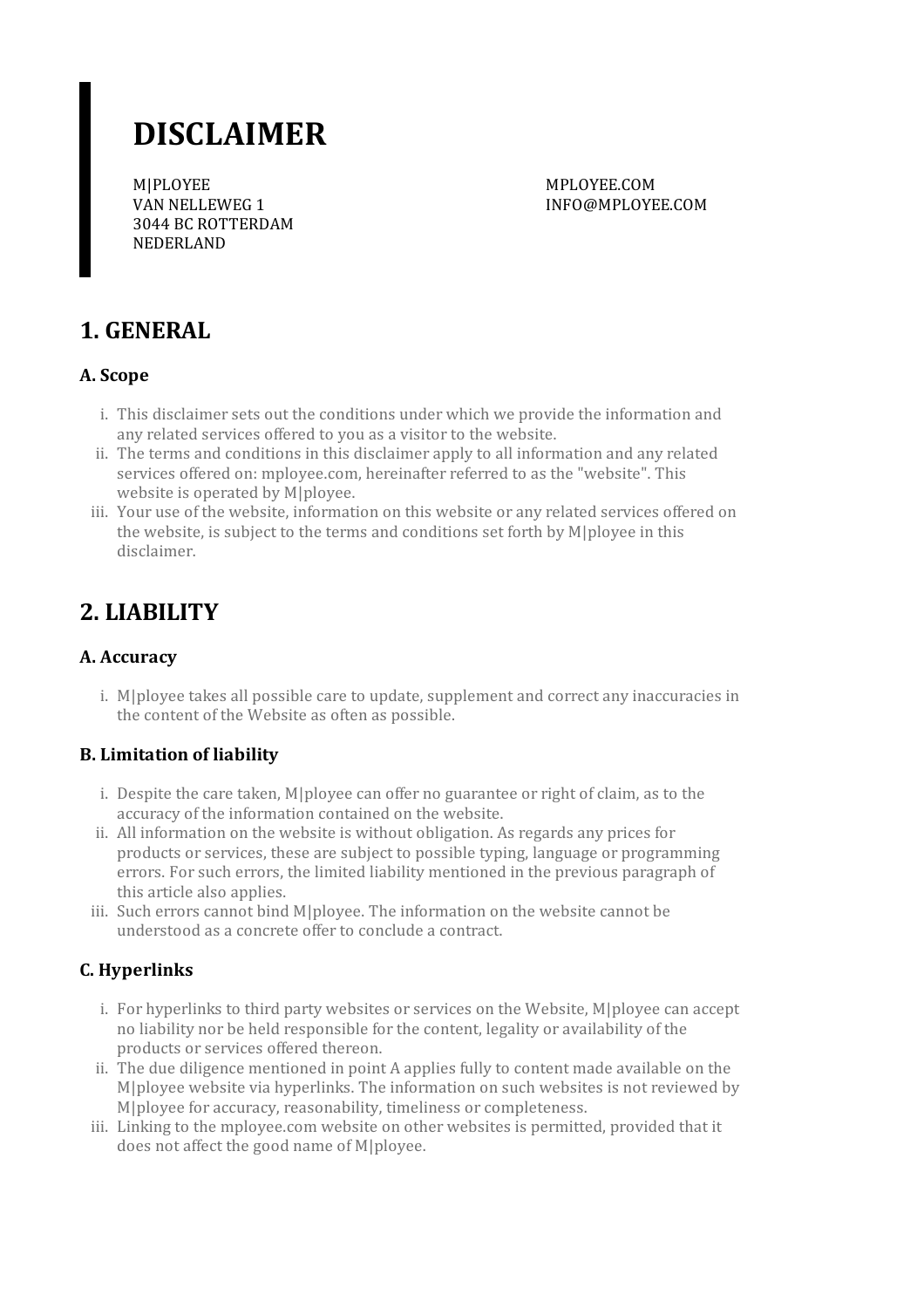# DISCLAIMER

M|PLOYEE
VAN NELLEWEG 1
3044 BC ROTTERDAM
NEDERLAND

MPLOYEE.COM
INFO@MPLOYEE.COM

## 1. GENERAL

### A. Scope

i. This disclaimer sets out the conditions under which we provide the information and any related services offered to you as a visitor to the website.
ii. The terms and conditions in this disclaimer apply to all information and any related services offered on: mployee.com, hereinafter referred to as the "website". This website is operated by M|ployee.
iii. Your use of the website, information on this website or any related services offered on the website, is subject to the terms and conditions set forth by M|ployee in this disclaimer.

## 2. LIABILITY

### A. Accuracy

i. M|ployee takes all possible care to update, supplement and correct any inaccuracies in the content of the Website as often as possible.

### B. Limitation of liability

i. Despite the care taken, M|ployee can offer no guarantee or right of claim, as to the accuracy of the information contained on the website.
ii. All information on the website is without obligation. As regards any prices for products or services, these are subject to possible typing, language or programming errors. For such errors, the limited liability mentioned in the previous paragraph of this article also applies.
iii. Such errors cannot bind M|ployee. The information on the website cannot be understood as a concrete offer to conclude a contract.

### C. Hyperlinks

i. For hyperlinks to third party websites or services on the Website, M|ployee can accept no liability nor be held responsible for the content, legality or availability of the products or services offered thereon.
ii. The due diligence mentioned in point A applies fully to content made available on the M|ployee website via hyperlinks. The information on such websites is not reviewed by M|ployee for accuracy, reasonability, timeliness or completeness.
iii. Linking to the mployee.com website on other websites is permitted, provided that it does not affect the good name of M|ployee.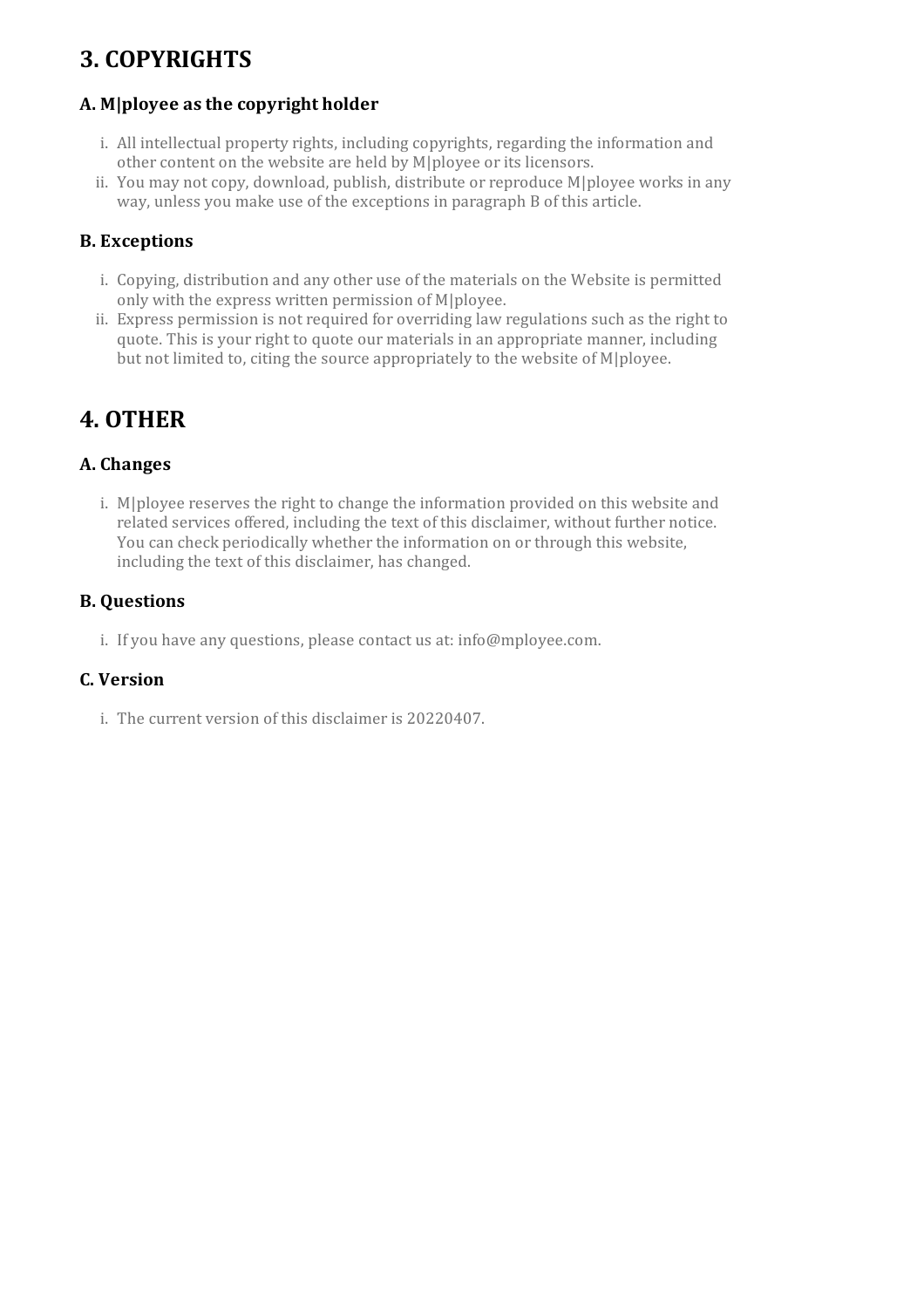## 3. COPYRIGHTS

### A. M|ployee as the copyright holder

i. All intellectual property rights, including copyrights, regarding the information and other content on the website are held by M|ployee or its licensors.
ii. You may not copy, download, publish, distribute or reproduce M|ployee works in any way, unless you make use of the exceptions in paragraph B of this article.

### B. Exceptions

i. Copying, distribution and any other use of the materials on the Website is permitted only with the express written permission of M|ployee.
ii. Express permission is not required for overriding law regulations such as the right to quote. This is your right to quote our materials in an appropriate manner, including but not limited to, citing the source appropriately to the website of M|ployee.

## 4. OTHER

### A. Changes

i. M|ployee reserves the right to change the information provided on this website and related services offered, including the text of this disclaimer, without further notice. You can check periodically whether the information on or through this website, including the text of this disclaimer, has changed.

### B. Questions

i. If you have any questions, please contact us at: info@mployee.com.

### C. Version

i. The current version of this disclaimer is 20220407.